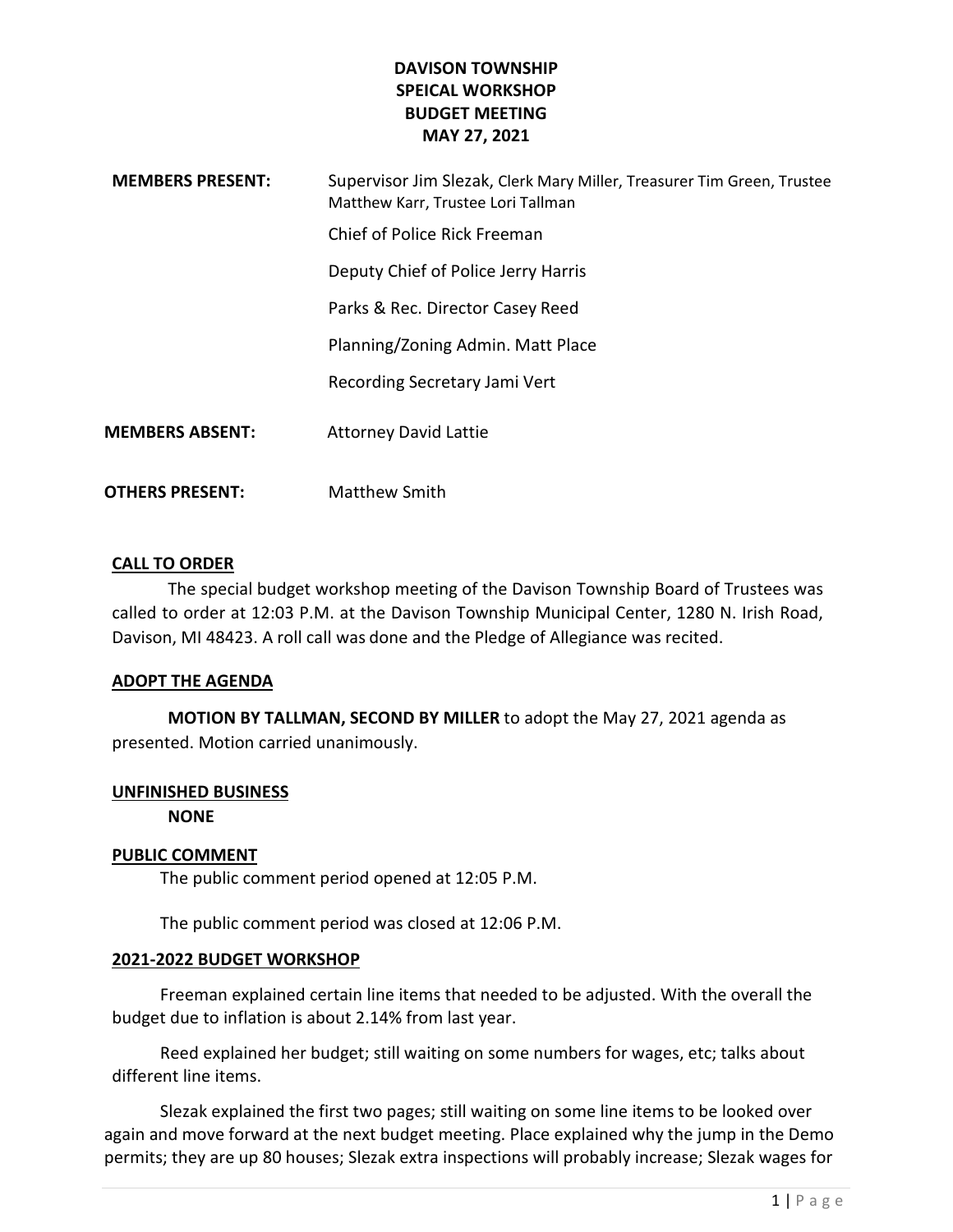# DAVISON TOWNSHIP
# SPEICAL WORKSHOP
# BUDGET MEETING
# MAY 27, 2021

**MEMBERS PRESENT:** Supervisor Jim Slezak, Clerk Mary Miller, Treasurer Tim Green, Trustee Matthew Karr, Trustee Lori Tallman

Chief of Police Rick Freeman

Deputy Chief of Police Jerry Harris

Parks & Rec. Director Casey Reed

Planning/Zoning Admin. Matt Place

Recording Secretary Jami Vert

**MEMBERS ABSENT:** Attorney David Lattie

**OTHERS PRESENT:** Matthew Smith

## CALL TO ORDER

The special budget workshop meeting of the Davison Township Board of Trustees was called to order at 12:03 P.M. at the Davison Township Municipal Center, 1280 N. Irish Road, Davison, MI 48423. A roll call was done and the Pledge of Allegiance was recited.

## ADOPT THE AGENDA

**MOTION BY TALLMAN, SECOND BY MILLER** to adopt the May 27, 2021 agenda as presented. Motion carried unanimously.

## UNFINISHED BUSINESS

**NONE**

## PUBLIC COMMENT

The public comment period opened at 12:05 P.M.

The public comment period was closed at 12:06 P.M.

## 2021-2022 BUDGET WORKSHOP

Freeman explained certain line items that needed to be adjusted. With the overall the budget due to inflation is about 2.14% from last year.

Reed explained her budget; still waiting on some numbers for wages, etc; talks about different line items.

Slezak explained the first two pages; still waiting on some line items to be looked over again and move forward at the next budget meeting. Place explained why the jump in the Demo permits; they are up 80 houses; Slezak extra inspections will probably increase; Slezak wages for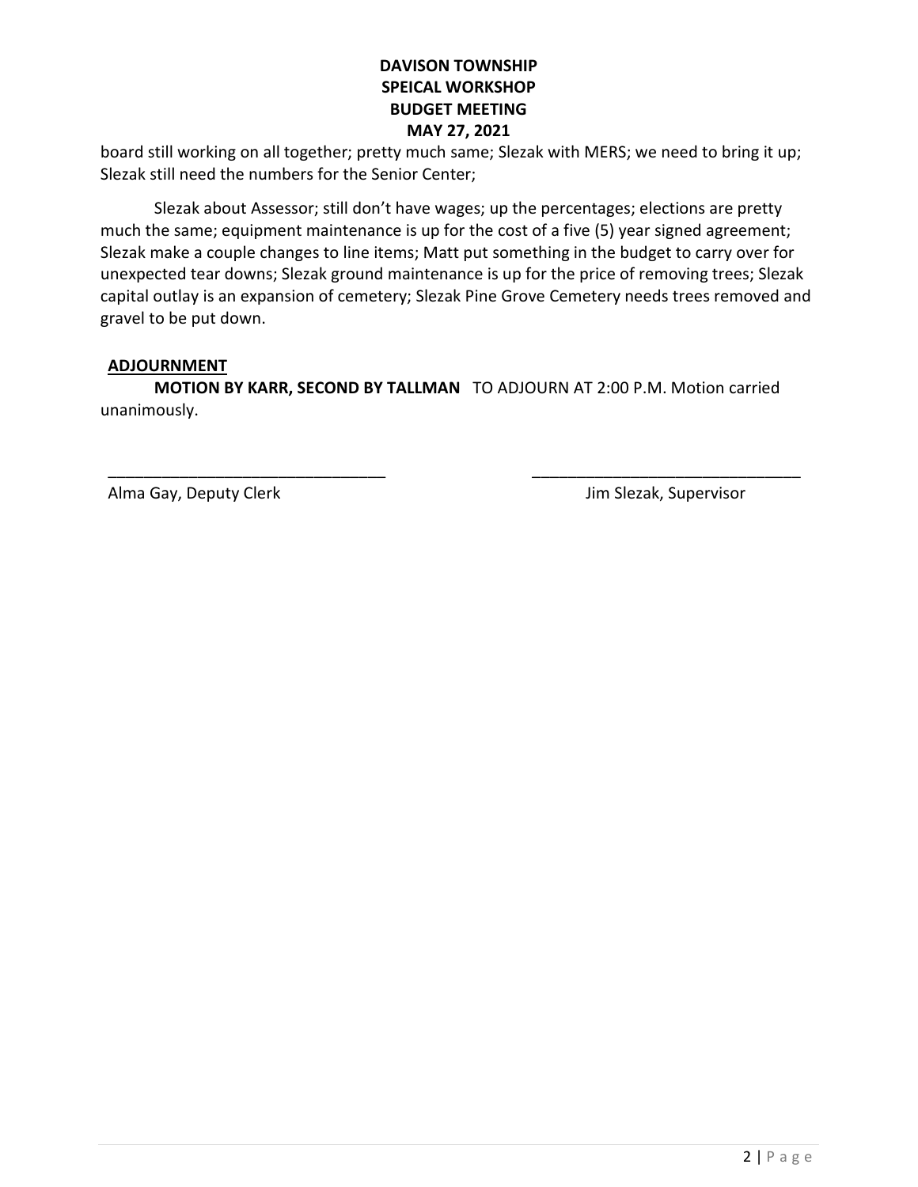# DAVISON TOWNSHIP
# SPEICAL WORKSHOP
# BUDGET MEETING
# MAY 27, 2021

board still working on all together; pretty much same; Slezak with MERS; we need to bring it up; Slezak still need the numbers for the Senior Center;

Slezak about Assessor; still don't have wages; up the percentages; elections are pretty much the same; equipment maintenance is up for the cost of a five (5) year signed agreement; Slezak make a couple changes to line items; Matt put something in the budget to carry over for unexpected tear downs; Slezak ground maintenance is up for the price of removing trees; Slezak capital outlay is an expansion of cemetery; Slezak Pine Grove Cemetery needs trees removed and gravel to be put down.

## ADJOURNMENT

**MOTION BY KARR, SECOND BY TALLMAN** TO ADJOURN AT 2:00 P.M. Motion carried unanimously.

_______________________________ _______________________________

Alma Gay, Deputy Clerk Jim Slezak, Supervisor